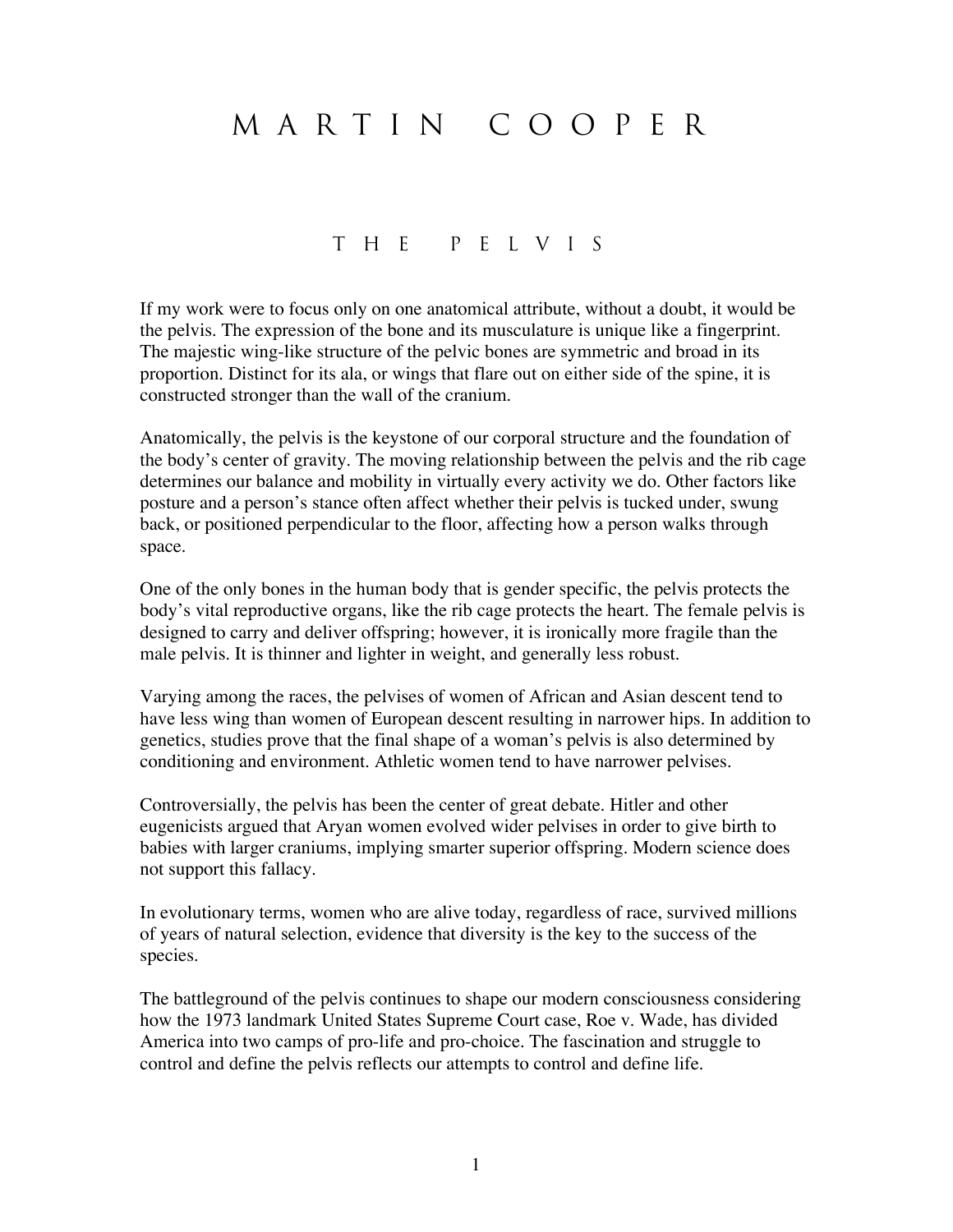# MARTIN COOPER

## THE PELVIS

If my work were to focus only on one anatomical attribute, without a doubt, it would be the pelvis. The expression of the bone and its musculature is unique like a fingerprint. The majestic wing-like structure of the pelvic bones are symmetric and broad in its proportion. Distinct for its ala, or wings that flare out on either side of the spine, it is constructed stronger than the wall of the cranium.

Anatomically, the pelvis is the keystone of our corporal structure and the foundation of the body's center of gravity. The moving relationship between the pelvis and the rib cage determines our balance and mobility in virtually every activity we do. Other factors like posture and a person's stance often affect whether their pelvis is tucked under, swung back, or positioned perpendicular to the floor, affecting how a person walks through space.

One of the only bones in the human body that is gender specific, the pelvis protects the body's vital reproductive organs, like the rib cage protects the heart. The female pelvis is designed to carry and deliver offspring; however, it is ironically more fragile than the male pelvis. It is thinner and lighter in weight, and generally less robust.

Varying among the races, the pelvises of women of African and Asian descent tend to have less wing than women of European descent resulting in narrower hips. In addition to genetics, studies prove that the final shape of a woman's pelvis is also determined by conditioning and environment. Athletic women tend to have narrower pelvises.

Controversially, the pelvis has been the center of great debate. Hitler and other eugenicists argued that Aryan women evolved wider pelvises in order to give birth to babies with larger craniums, implying smarter superior offspring. Modern science does not support this fallacy.

In evolutionary terms, women who are alive today, regardless of race, survived millions of years of natural selection, evidence that diversity is the key to the success of the species.

The battleground of the pelvis continues to shape our modern consciousness considering how the 1973 landmark United States Supreme Court case, Roe v. Wade, has divided America into two camps of pro-life and pro-choice. The fascination and struggle to control and define the pelvis reflects our attempts to control and define life.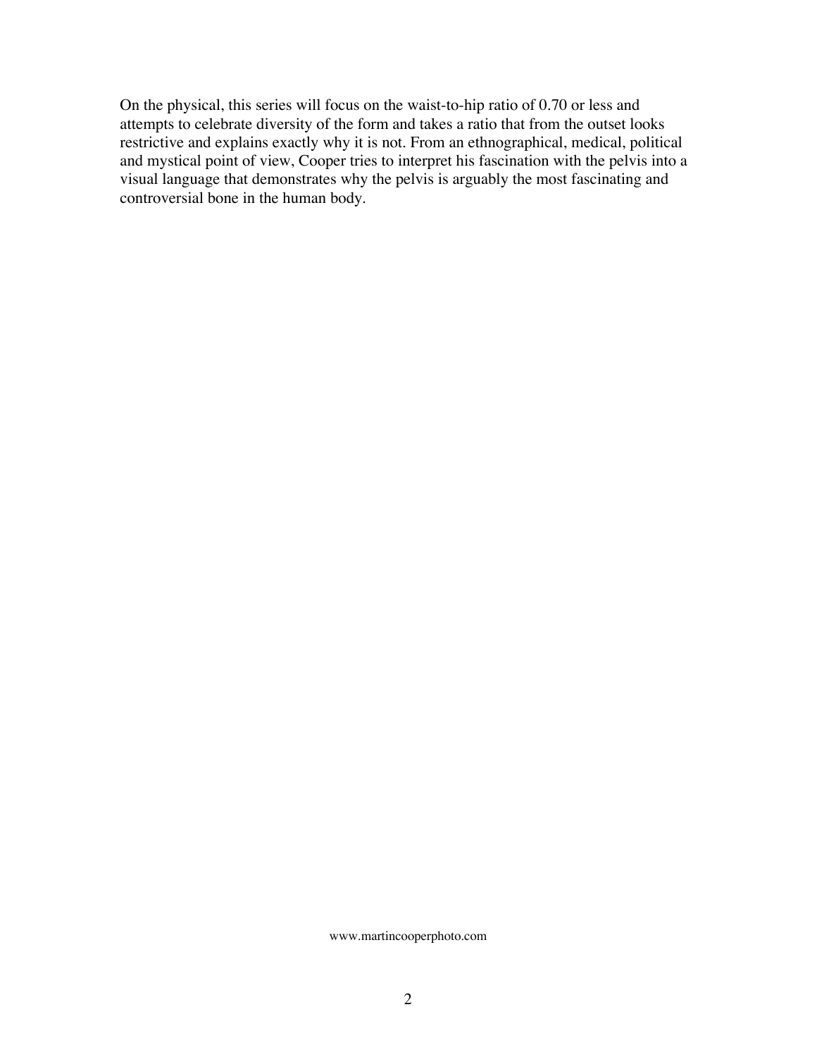On the physical, this series will focus on the waist-to-hip ratio of 0.70 or less and attempts to celebrate diversity of the form and takes a ratio that from the outset looks restrictive and explains exactly why it is not. From an ethnographical, medical, political and mystical point of view, Cooper tries to interpret his fascination with the pelvis into a visual language that demonstrates why the pelvis is arguably the most fascinating and controversial bone in the human body.

www.martincooperphoto.com